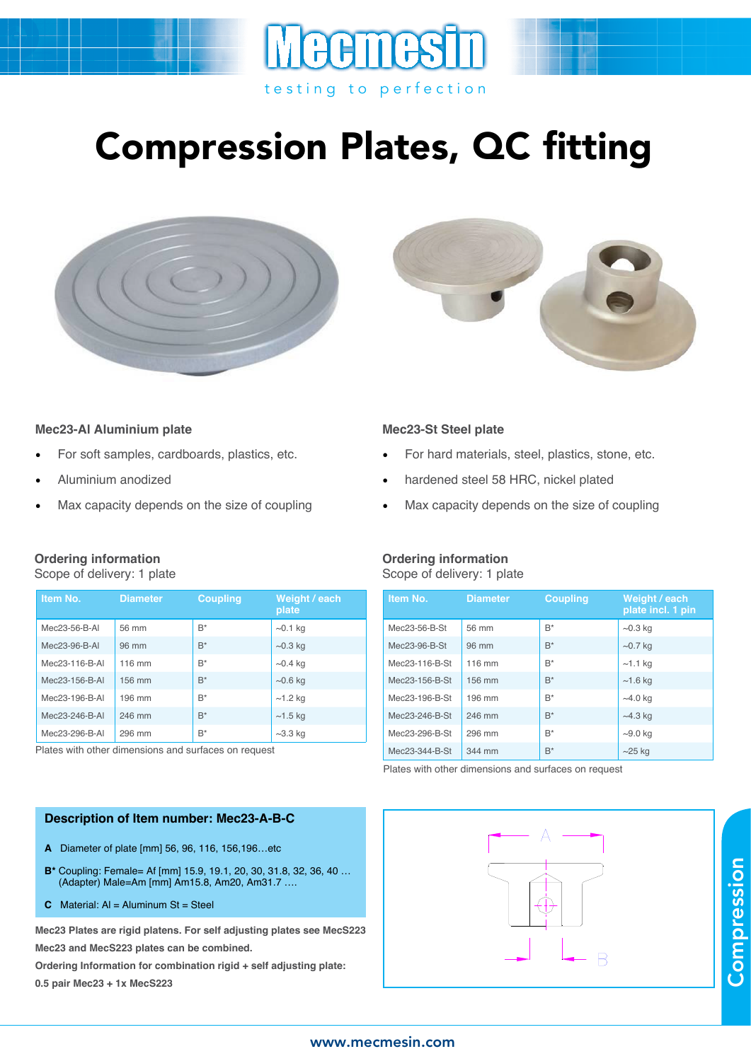# Compression Plates, QC fitting

### Mec23-Al Aluminium plate

- For soft samples, cardboards, plastics, etc.
- Aluminium anodized
- Max capacity depends on the size of coupling

#### Ordering information

Scope of delivery: 1 plate

| Item No. | Diameter | Coupling | Weight / each plate |
|---|---|---|---|
| Mec23-56-B-Al | 56 mm | B* | ~0.1 kg |
| Mec23-96-B-Al | 96 mm | B* | ~0.3 kg |
| Mec23-116-B-Al | 116 mm | B* | ~0.4 kg |
| Mec23-156-B-Al | 156 mm | B* | ~0.6 kg |
| Mec23-196-B-Al | 196 mm | B* | ~1.2 kg |
| Mec23-246-B-Al | 246 mm | B* | ~1.5 kg |
| Mec23-296-B-Al | 296 mm | B* | ~3.3 kg |

Plates with other dimensions and surfaces on request

### Mec23-St Steel plate

- For hard materials, steel, plastics, stone, etc.
- hardened steel 58 HRC, nickel plated
- Max capacity depends on the size of coupling

#### Ordering information

Scope of delivery: 1 plate

| Item No. | Diameter | Coupling | Weight / each plate incl. 1 pin |
|---|---|---|---|
| Mec23-56-B-St | 56 mm | B* | ~0.3 kg |
| Mec23-96-B-St | 96 mm | B* | ~0.7 kg |
| Mec23-116-B-St | 116 mm | B* | ~1.1 kg |
| Mec23-156-B-St | 156 mm | B* | ~1.6 kg |
| Mec23-196-B-St | 196 mm | B* | ~4.0 kg |
| Mec23-246-B-St | 246 mm | B* | ~4.3 kg |
| Mec23-296-B-St | 296 mm | B* | ~9.0 kg |
| Mec23-344-B-St | 344 mm | B* | ~25 kg |

Plates with other dimensions and surfaces on request

### Description of Item number: Mec23-A-B-C

**A** Diameter of plate [mm] 56, 96, 116, 156,196…etc

**B*** Coupling: Female= Af [mm] 15.9, 19.1, 20, 30, 31.8, 32, 36, 40 …
(Adapter) Male=Am [mm] Am15.8, Am20, Am31.7 ….

**C** Material: Al = Aluminum St = Steel

**Mec23 Plates are rigid platens. For self adjusting plates see MecS223**

**Mec23 and MecS223 plates can be combined.**

**Ordering Information for combination rigid + self adjusting plate:**

**0.5 pair Mec23 + 1x MecS223**

A

B

Compression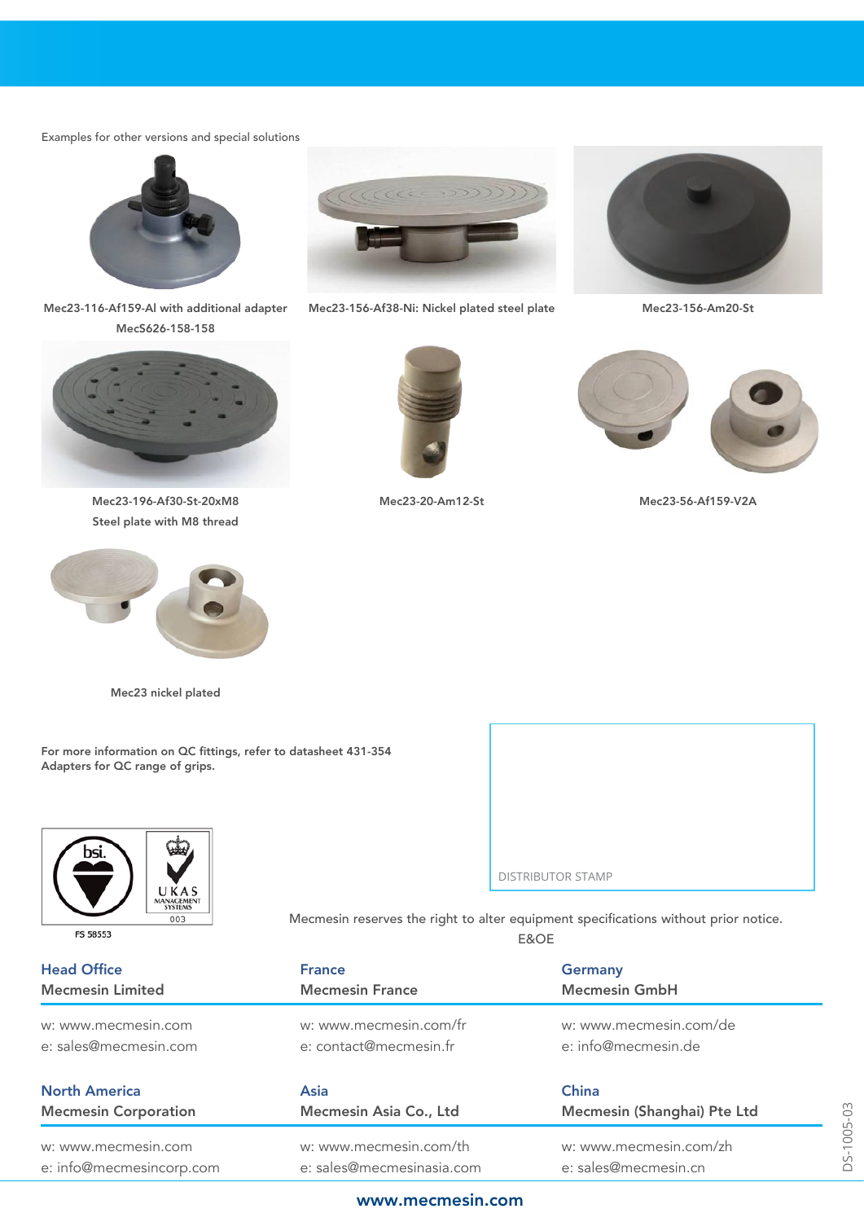Examples for other versions and special solutions

Mec23-116-Af159-Al with additional adapter MecS626-158-158

Mec23-156-Af38-Ni: Nickel plated steel plate

Mec23-156-Am20-St

Mec23-196-Af30-St-20xM8
Steel plate with M8 thread

Mec23-20-Am12-St

Mec23-56-Af159-V2A

Mec23 nickel plated

**For more information on QC fittings, refer to datasheet 431-354**
**Adapters for QC range of grips.**

FS 58553

DISTRIBUTOR STAMP

Mecmesin reserves the right to alter equipment specifications without prior notice.
E&OE

**Head Office**
**Mecmesin Limited**

w: www.mecmesin.com
e: sales@mecmesin.com

**France**
**Mecmesin France**

w: www.mecmesin.com/fr
e: contact@mecmesin.fr

**Germany**
**Mecmesin GmbH**

w: www.mecmesin.com/de
e: info@mecmesin.de

**North America**
**Mecmesin Corporation**

w: www.mecmesin.com
e: info@mecmesincorp.com

**Asia**
**Mecmesin Asia Co., Ltd**

w: www.mecmesin.com/th
e: sales@mecmesinasia.com

**China**
**Mecmesin (Shanghai) Pte Ltd**

w: www.mecmesin.com/zh
e: sales@mecmesin.cn

DS-1005-03

**www.mecmesin.com**